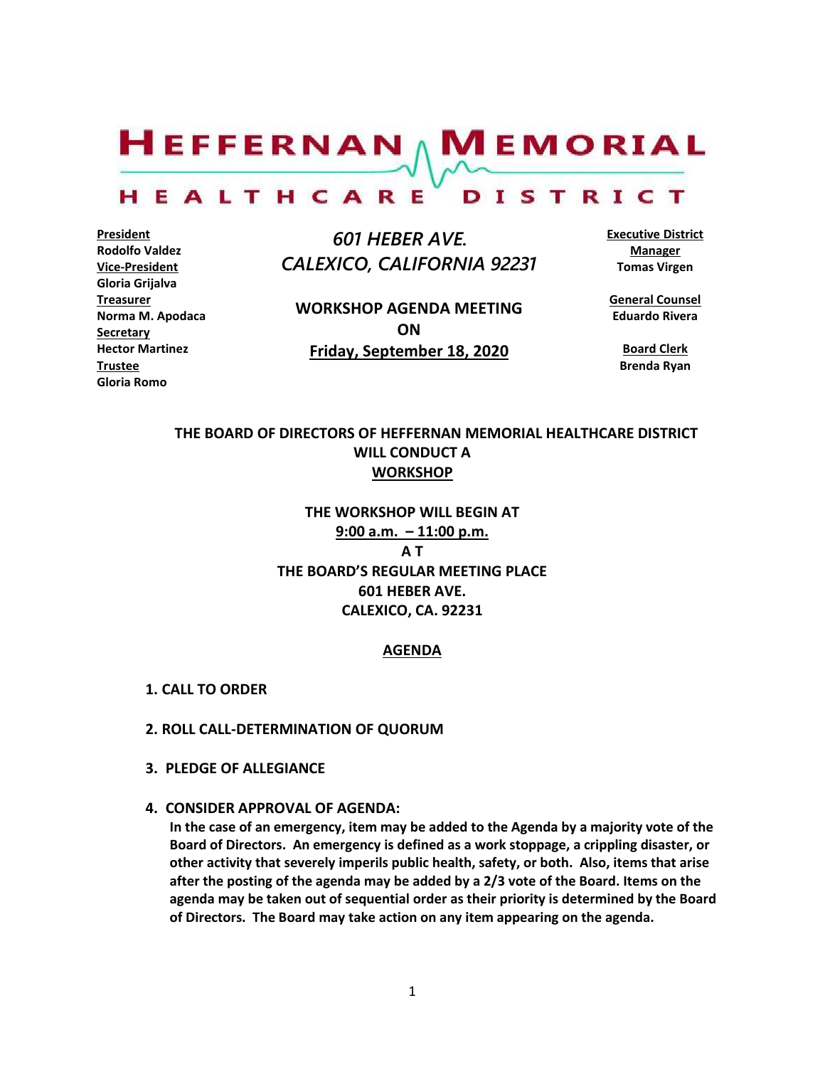# HEFFERNAN MEMORIAL HEALTHCARE DISTRICT

**President**
Rodolfo Valdez
**Vice-President**
Gloria Grijalva
**Treasurer**
Norma M. Apodaca
**Secretary**
Hector Martinez
**Trustee**
Gloria Romo

*601 HEBER AVE.*
*CALEXICO, CALIFORNIA 92231*

**WORKSHOP AGENDA MEETING**
**ON**
**Friday, September 18, 2020**

**Executive District Manager**
Tomas Virgen

**General Counsel**
Eduardo Rivera

**Board Clerk**
Brenda Ryan

**THE BOARD OF DIRECTORS OF HEFFERNAN MEMORIAL HEALTHCARE DISTRICT WILL CONDUCT A WORKSHOP**

**THE WORKSHOP WILL BEGIN AT**
**9:00 a.m. – 11:00 p.m.**
**A T**
**THE BOARD'S REGULAR MEETING PLACE**
**601 HEBER AVE.**
**CALEXICO, CA. 92231**

## AGENDA

**1. CALL TO ORDER**

**2. ROLL CALL-DETERMINATION OF QUORUM**

**3. PLEDGE OF ALLEGIANCE**

**4. CONSIDER APPROVAL OF AGENDA:**
**In the case of an emergency, item may be added to the Agenda by a majority vote of the Board of Directors. An emergency is defined as a work stoppage, a crippling disaster, or other activity that severely imperils public health, safety, or both. Also, items that arise after the posting of the agenda may be added by a 2/3 vote of the Board. Items on the agenda may be taken out of sequential order as their priority is determined by the Board of Directors. The Board may take action on any item appearing on the agenda.**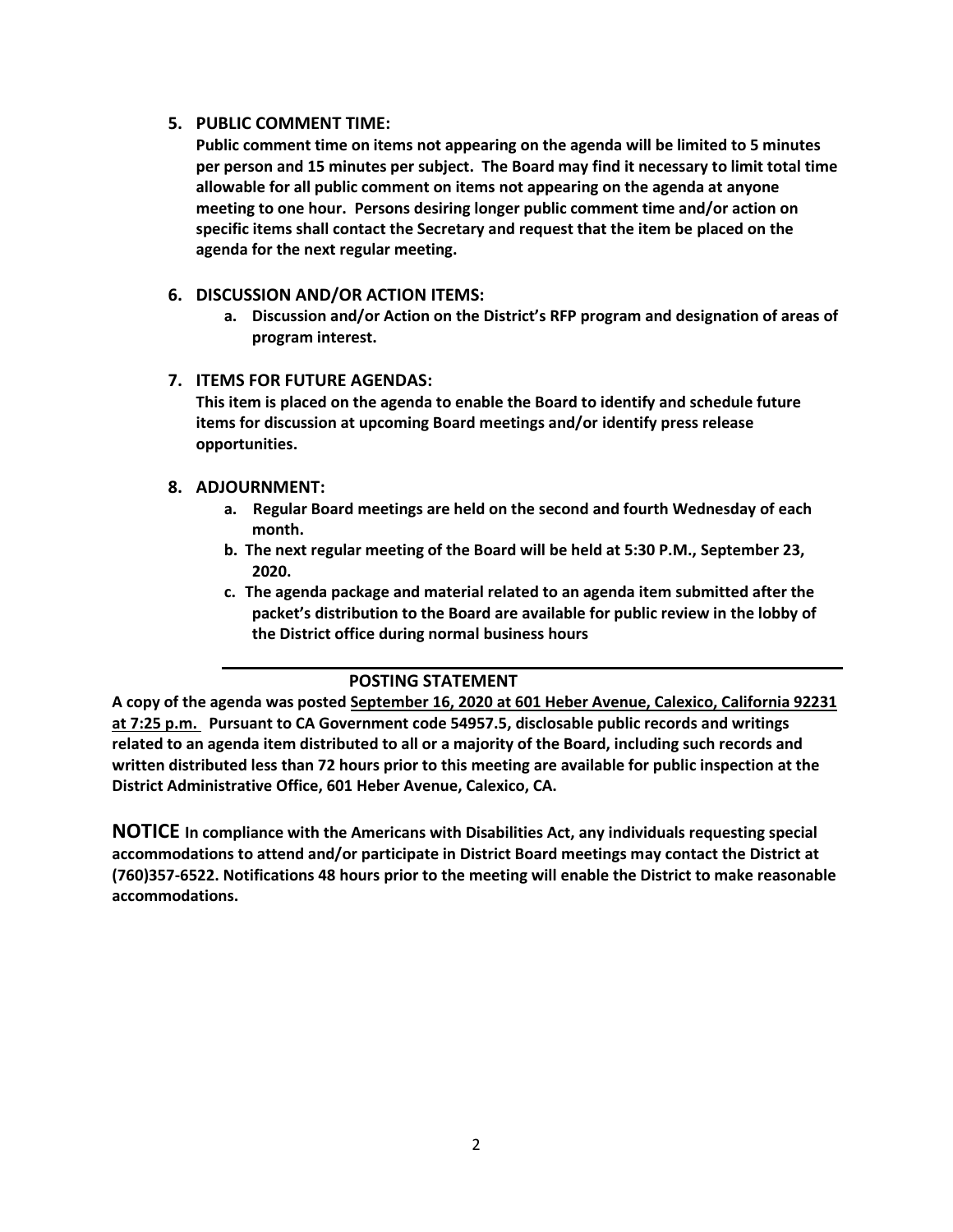5. **PUBLIC COMMENT TIME:**

   **Public comment time on items not appearing on the agenda will be limited to 5 minutes per person and 15 minutes per subject. The Board may find it necessary to limit total time allowable for all public comment on items not appearing on the agenda at anyone meeting to one hour. Persons desiring longer public comment time and/or action on specific items shall contact the Secretary and request that the item be placed on the agenda for the next regular meeting.**

6. **DISCUSSION AND/OR ACTION ITEMS:**

   a. **Discussion and/or Action on the District's RFP program and designation of areas of program interest.**

7. **ITEMS FOR FUTURE AGENDAS:**

   **This item is placed on the agenda to enable the Board to identify and schedule future items for discussion at upcoming Board meetings and/or identify press release opportunities.**

8. **ADJOURNMENT:**

   a. **Regular Board meetings are held on the second and fourth Wednesday of each month.**
   b. **The next regular meeting of the Board will be held at 5:30 P.M., September 23, 2020.**
   c. **The agenda package and material related to an agenda item submitted after the packet's distribution to the Board are available for public review in the lobby of the District office during normal business hours**

---

**POSTING STATEMENT**

**A copy of the agenda was posted <u>September 16, 2020 at 601 Heber Avenue, Calexico, California 92231 at 7:25 p.m.</u> Pursuant to CA Government code 54957.5, disclosable public records and writings related to an agenda item distributed to all or a majority of the Board, including such records and written distributed less than 72 hours prior to this meeting are available for public inspection at the District Administrative Office, 601 Heber Avenue, Calexico, CA.**

**NOTICE In compliance with the Americans with Disabilities Act, any individuals requesting special accommodations to attend and/or participate in District Board meetings may contact the District at (760)357-6522. Notifications 48 hours prior to the meeting will enable the District to make reasonable accommodations.**